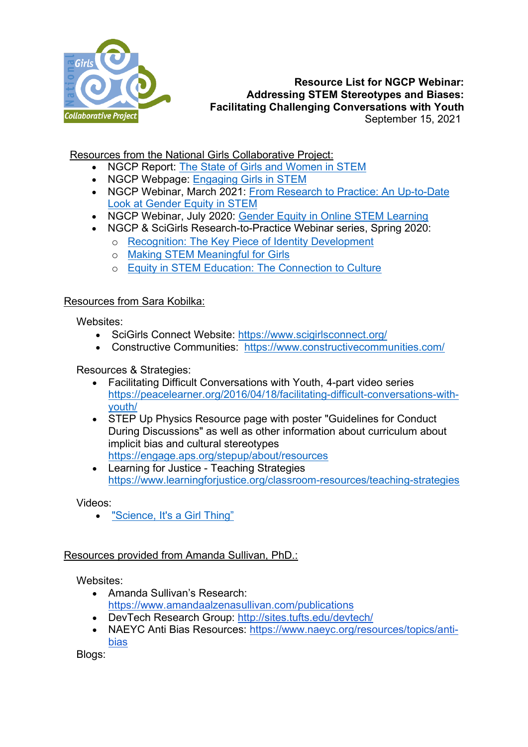**Resource List for NGCP Webinar:**
**Addressing STEM Stereotypes and Biases:**
**Facilitating Challenging Conversations with Youth**
September 15, 2021

Resources from the National Girls Collaborative Project:

- NGCP Report: The State of Girls and Women in STEM
- NGCP Webpage: Engaging Girls in STEM
- NGCP Webinar, March 2021: From Research to Practice: An Up-to-Date Look at Gender Equity in STEM
- NGCP Webinar, July 2020: Gender Equity in Online STEM Learning
- NGCP & SciGirls Research-to-Practice Webinar series, Spring 2020:
  - Recognition: The Key Piece of Identity Development
  - Making STEM Meaningful for Girls
  - Equity in STEM Education: The Connection to Culture

Resources from Sara Kobilka:

Websites:

- SciGirls Connect Website: https://www.scigirlsconnect.org/
- Constructive Communities: https://www.constructivecommunities.com/

Resources & Strategies:

- Facilitating Difficult Conversations with Youth, 4-part video series https://peacelearner.org/2016/04/18/facilitating-difficult-conversations-with-youth/
- STEP Up Physics Resource page with poster "Guidelines for Conduct During Discussions" as well as other information about curriculum about implicit bias and cultural stereotypes https://engage.aps.org/stepup/about/resources
- Learning for Justice - Teaching Strategies https://www.learningforjustice.org/classroom-resources/teaching-strategies

Videos:

- "Science, It's a Girl Thing"

Resources provided from Amanda Sullivan, PhD.:

Websites:

- Amanda Sullivan's Research: https://www.amandaalzenasullivan.com/publications
- DevTech Research Group: http://sites.tufts.edu/devtech/
- NAEYC Anti Bias Resources: https://www.naeyc.org/resources/topics/anti-bias

Blogs: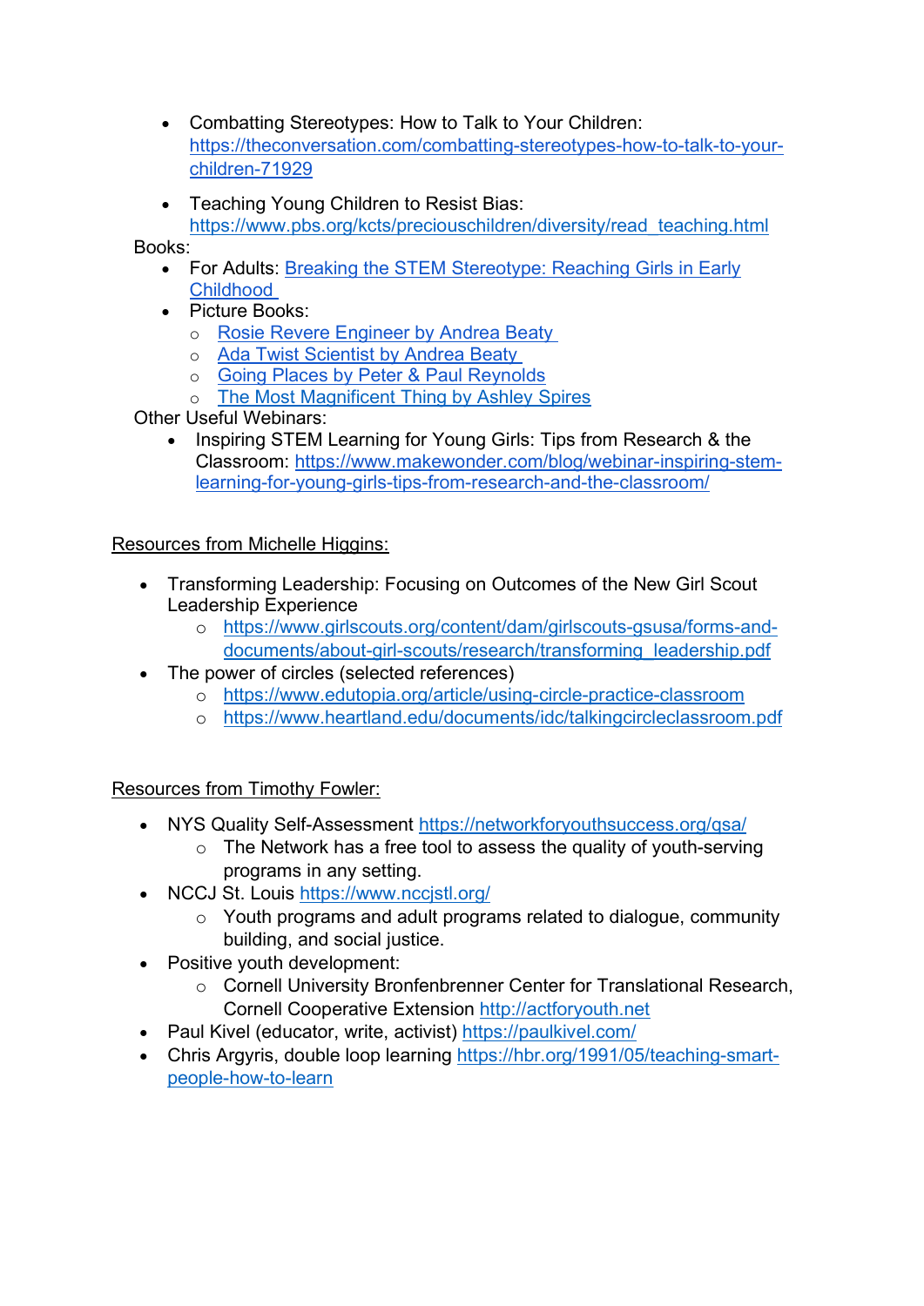- Combatting Stereotypes: How to Talk to Your Children: https://theconversation.com/combatting-stereotypes-how-to-talk-to-your-children-71929

- Teaching Young Children to Resist Bias: https://www.pbs.org/kcts/preciouschildren/diversity/read_teaching.html

Books:

- For Adults: Breaking the STEM Stereotype: Reaching Girls in Early Childhood
- Picture Books:
  - Rosie Revere Engineer by Andrea Beaty
  - Ada Twist Scientist by Andrea Beaty
  - Going Places by Peter & Paul Reynolds
  - The Most Magnificent Thing by Ashley Spires

Other Useful Webinars:

- Inspiring STEM Learning for Young Girls: Tips from Research & the Classroom: https://www.makewonder.com/blog/webinar-inspiring-stem-learning-for-young-girls-tips-from-research-and-the-classroom/

<u>Resources from Michelle Higgins:</u>

- Transforming Leadership: Focusing on Outcomes of the New Girl Scout Leadership Experience
  - https://www.girlscouts.org/content/dam/girlscouts-gsusa/forms-and-documents/about-girl-scouts/research/transforming_leadership.pdf
- The power of circles (selected references)
  - https://www.edutopia.org/article/using-circle-practice-classroom
  - https://www.heartland.edu/documents/idc/talkingcircleclassroom.pdf

<u>Resources from Timothy Fowler:</u>

- NYS Quality Self-Assessment https://networkforyouthsuccess.org/qsa/
  - The Network has a free tool to assess the quality of youth-serving programs in any setting.
- NCCJ St. Louis https://www.nccjstl.org/
  - Youth programs and adult programs related to dialogue, community building, and social justice.
- Positive youth development:
  - Cornell University Bronfenbrenner Center for Translational Research, Cornell Cooperative Extension http://actforyouth.net
- Paul Kivel (educator, write, activist) https://paulkivel.com/
- Chris Argyris, double loop learning https://hbr.org/1991/05/teaching-smart-people-how-to-learn